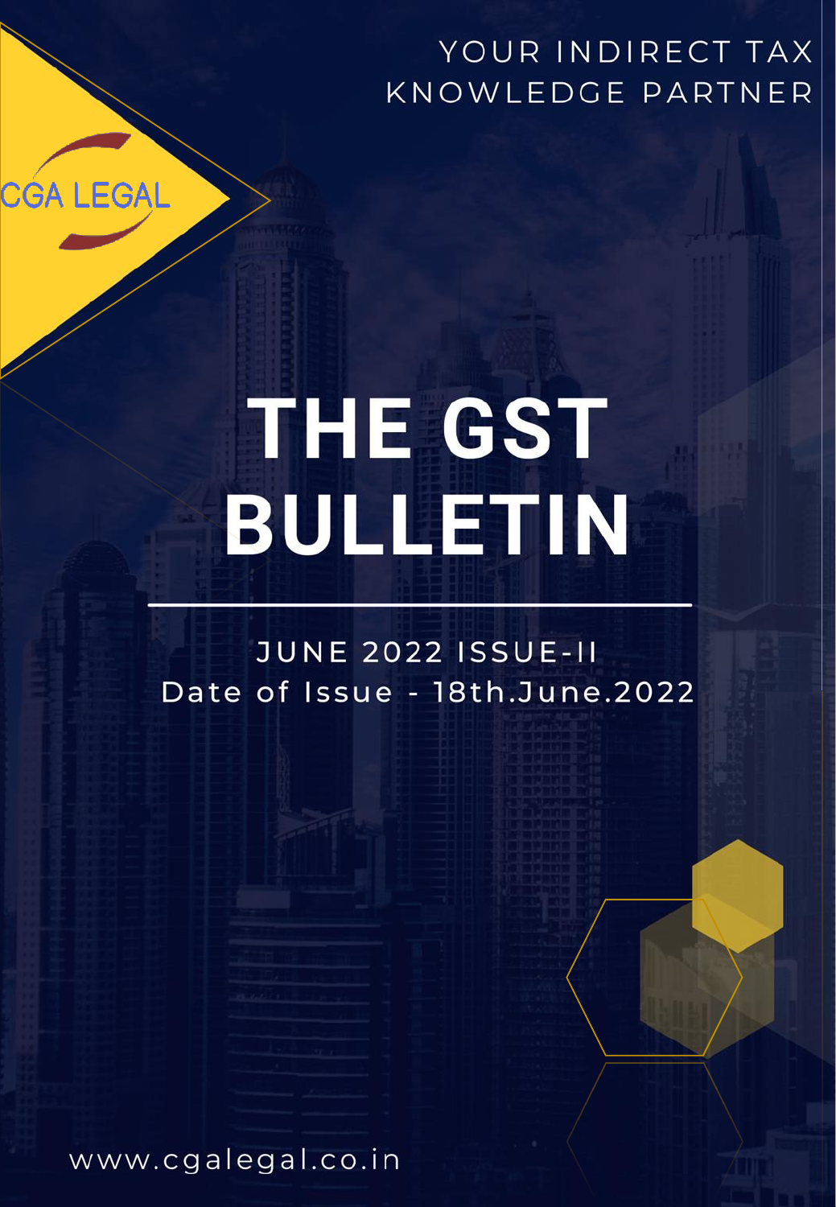CGA LEGAL

YOUR INDIRECT TAX KNOWLEDGE PARTNER

# THE GST BULLETIN

JUNE 2022 ISSUE-II

Date of Issue - 18th.June.2022

www.cgalegal.co.in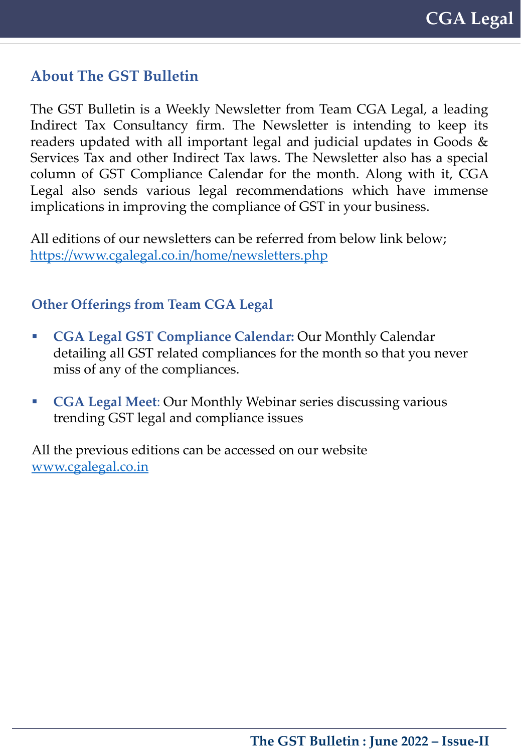## About The GST Bulletin

The GST Bulletin is a Weekly Newsletter from Team CGA Legal, a leading Indirect Tax Consultancy firm. The Newsletter is intending to keep its readers updated with all important legal and judicial updates in Goods & Services Tax and other Indirect Tax laws. The Newsletter also has a special column of GST Compliance Calendar for the month. Along with it, CGA Legal also sends various legal recommendations which have immense implications in improving the compliance of GST in your business.

All editions of our newsletters can be referred from below link below;
https://www.cgalegal.co.in/home/newsletters.php

### Other Offerings from Team CGA Legal

- **CGA Legal GST Compliance Calendar:** Our Monthly Calendar detailing all GST related compliances for the month so that you never miss of any of the compliances.
- **CGA Legal Meet**: Our Monthly Webinar series discussing various trending GST legal and compliance issues

All the previous editions can be accessed on our website
www.cgalegal.co.in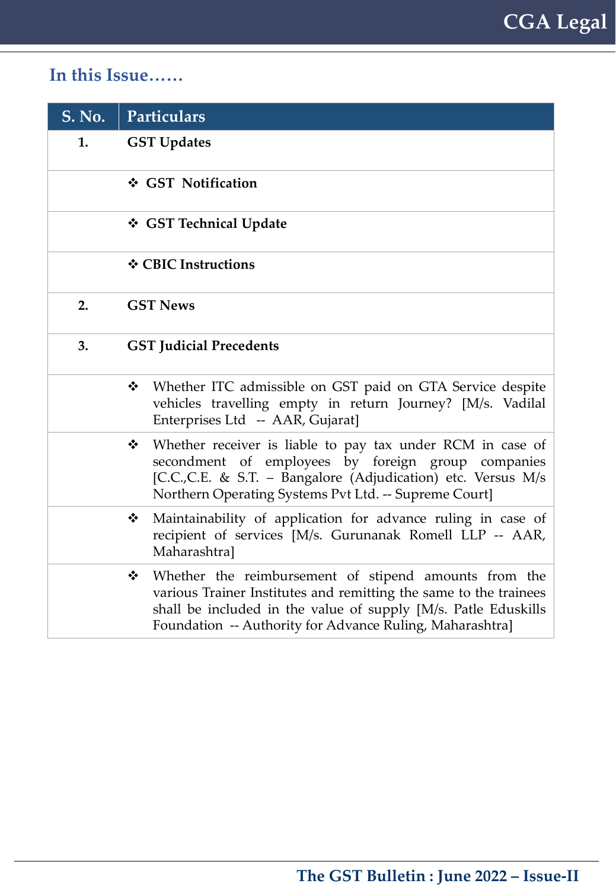## In this Issue……

| S. No. | Particulars |
|---|---|
| **1.** | **GST Updates** |
| | ❖ **GST Notification** |
| | ❖ **GST Technical Update** |
| | ❖ **CBIC Instructions** |
| **2.** | **GST News** |
| **3.** | **GST Judicial Precedents** |
| | ❖ Whether ITC admissible on GST paid on GTA Service despite vehicles travelling empty in return Journey? [M/s. Vadilal Enterprises Ltd -- AAR, Gujarat] |
| | ❖ Whether receiver is liable to pay tax under RCM in case of secondment of employees by foreign group companies [C.C.,C.E. & S.T. – Bangalore (Adjudication) etc. Versus M/s Northern Operating Systems Pvt Ltd. -- Supreme Court] |
| | ❖ Maintainability of application for advance ruling in case of recipient of services [M/s. Gurunanak Romell LLP -- AAR, Maharashtra] |
| | ❖ Whether the reimbursement of stipend amounts from the various Trainer Institutes and remitting the same to the trainees shall be included in the value of supply [M/s. Patle Eduskills Foundation -- Authority for Advance Ruling, Maharashtra] |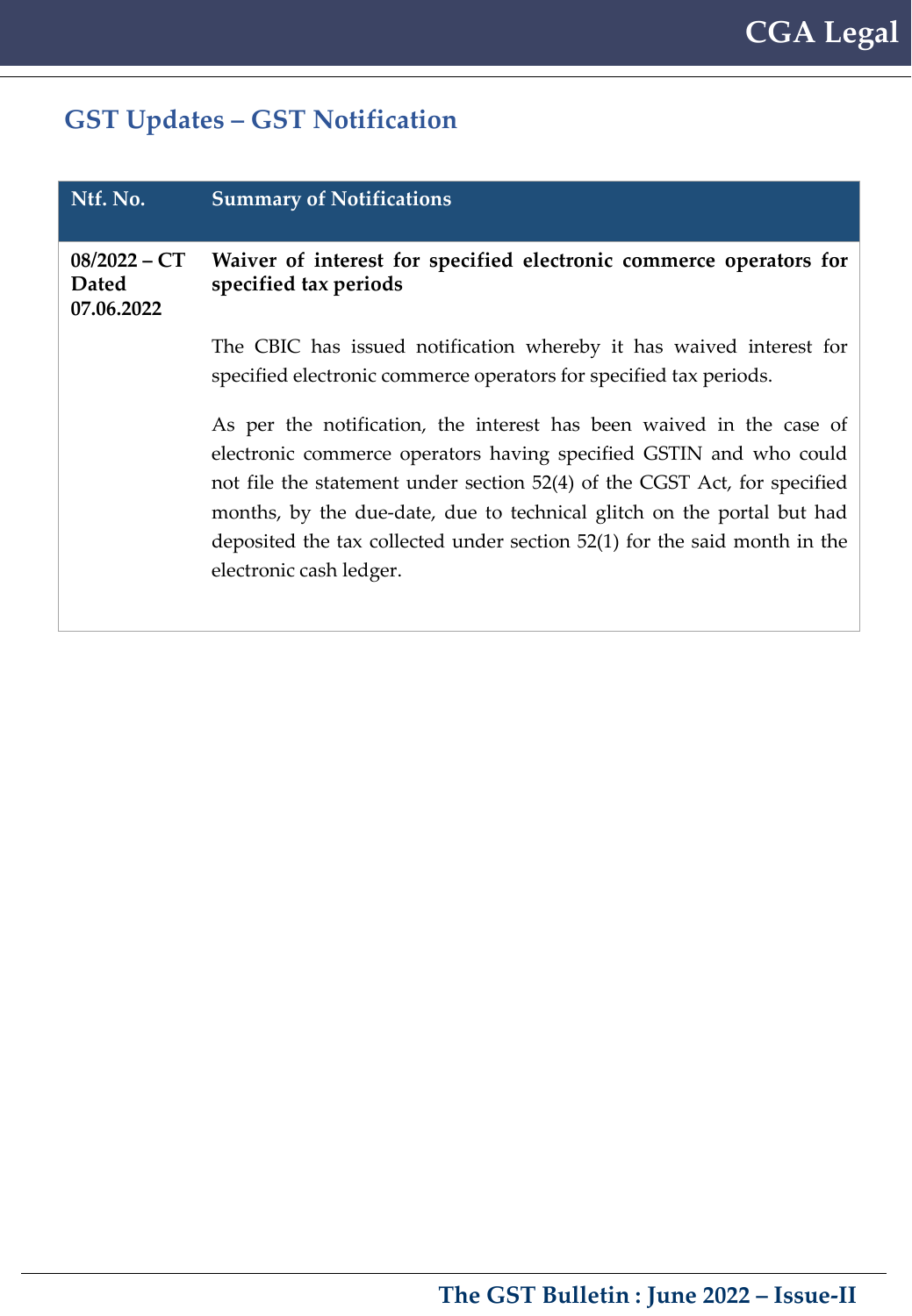## GST Updates – GST Notification

| Ntf. No. | Summary of Notifications |
|---|---|
| **08/2022 – CT Dated 07.06.2022** | **Waiver of interest for specified electronic commerce operators for specified tax periods**<br><br>The CBIC has issued notification whereby it has waived interest for specified electronic commerce operators for specified tax periods.<br><br>As per the notification, the interest has been waived in the case of electronic commerce operators having specified GSTIN and who could not file the statement under section 52(4) of the CGST Act, for specified months, by the due-date, due to technical glitch on the portal but had deposited the tax collected under section 52(1) for the said month in the electronic cash ledger. |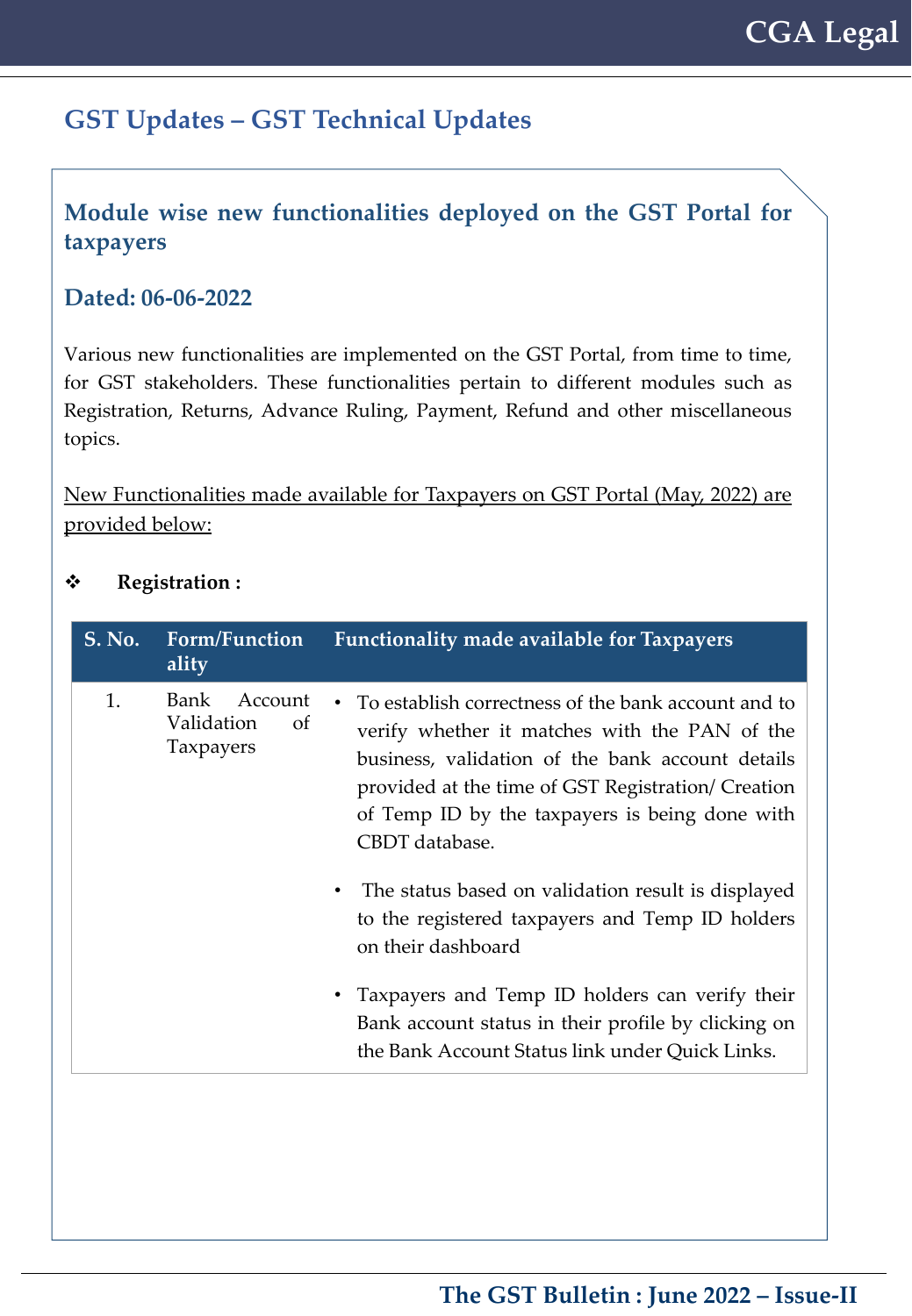## GST Updates – GST Technical Updates

### Module wise new functionalities deployed on the GST Portal for taxpayers

### Dated: 06-06-2022

Various new functionalities are implemented on the GST Portal, from time to time, for GST stakeholders. These functionalities pertain to different modules such as Registration, Returns, Advance Ruling, Payment, Refund and other miscellaneous topics.

New Functionalities made available for Taxpayers on GST Portal (May, 2022) are provided below:

- **Registration :**

| S. No. | Form/Functionality | Functionality made available for Taxpayers |
|---|---|---|
| 1. | Bank Account Validation of Taxpayers | • To establish correctness of the bank account and to verify whether it matches with the PAN of the business, validation of the bank account details provided at the time of GST Registration/ Creation of Temp ID by the taxpayers is being done with CBDT database.<br>• The status based on validation result is displayed to the registered taxpayers and Temp ID holders on their dashboard<br>• Taxpayers and Temp ID holders can verify their Bank account status in their profile by clicking on the Bank Account Status link under Quick Links. |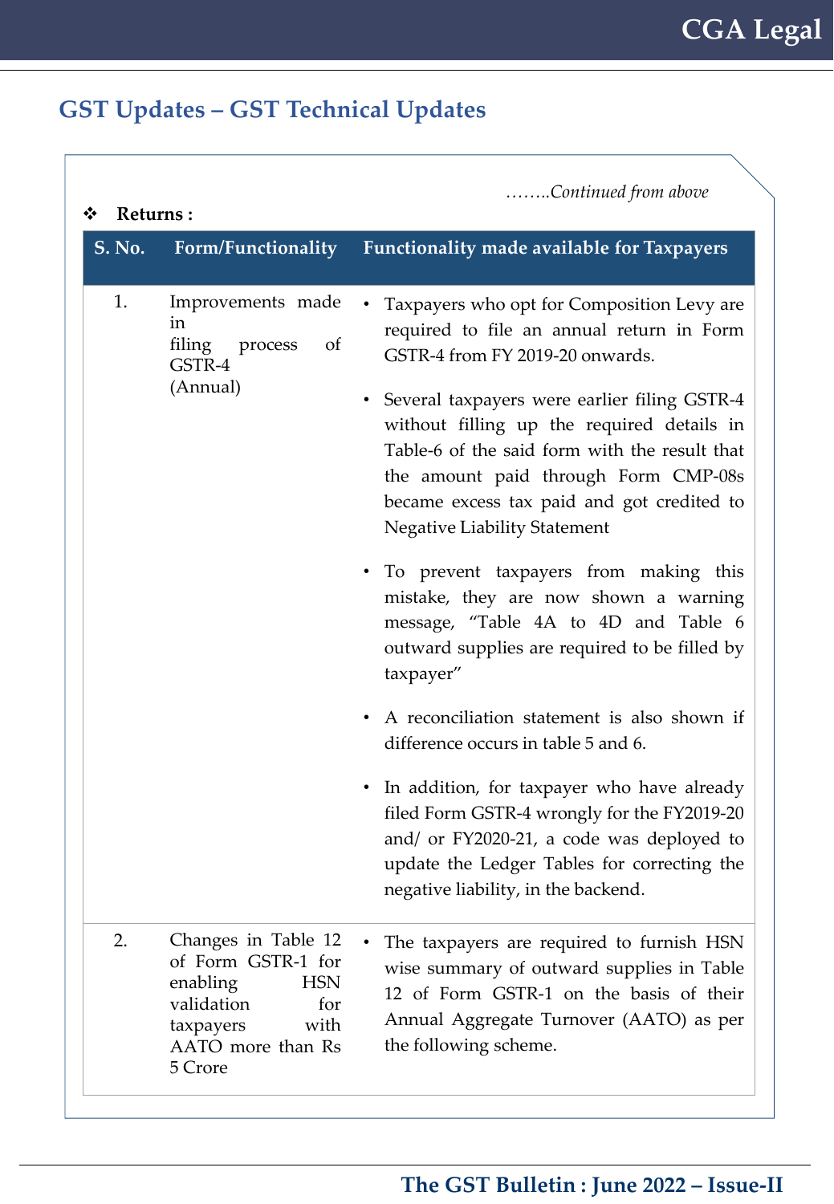## GST Updates – GST Technical Updates

*……..Continued from above*

❖ **Returns :**

| S. No. | Form/Functionality | Functionality made available for Taxpayers |
|---|---|---|
| 1. | Improvements made in filing process of GSTR-4 (Annual) | • Taxpayers who opt for Composition Levy are required to file an annual return in Form GSTR-4 from FY 2019-20 onwards.<br><br>• Several taxpayers were earlier filing GSTR-4 without filling up the required details in Table-6 of the said form with the result that the amount paid through Form CMP-08s became excess tax paid and got credited to Negative Liability Statement<br><br>• To prevent taxpayers from making this mistake, they are now shown a warning message, "Table 4A to 4D and Table 6 outward supplies are required to be filled by taxpayer"<br><br>• A reconciliation statement is also shown if difference occurs in table 5 and 6.<br><br>• In addition, for taxpayer who have already filed Form GSTR-4 wrongly for the FY2019-20 and/ or FY2020-21, a code was deployed to update the Ledger Tables for correcting the negative liability, in the backend. |
| 2. | Changes in Table 12 of Form GSTR-1 for enabling HSN validation for taxpayers with AATO more than Rs 5 Crore | • The taxpayers are required to furnish HSN wise summary of outward supplies in Table 12 of Form GSTR-1 on the basis of their Annual Aggregate Turnover (AATO) as per the following scheme. |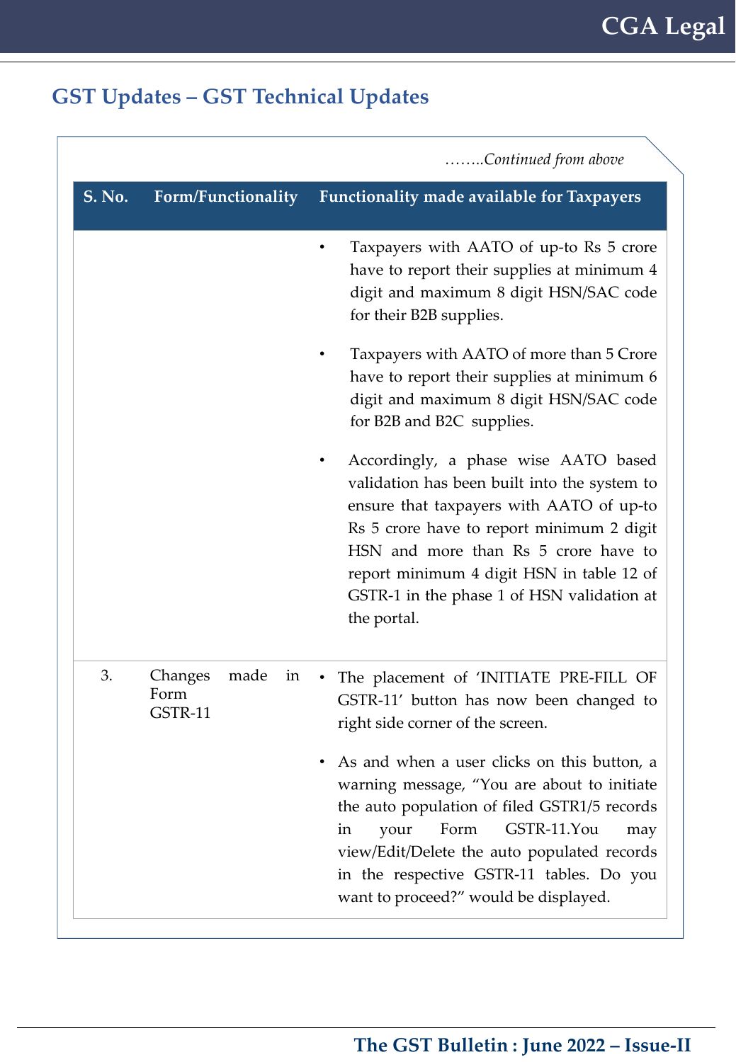## GST Updates – GST Technical Updates

*……..Continued from above*

| S. No. | Form/Functionality | Functionality made available for Taxpayers |
|---|---|---|
| | | • Taxpayers with AATO of up-to Rs 5 crore have to report their supplies at minimum 4 digit and maximum 8 digit HSN/SAC code for their B2B supplies.<br><br>• Taxpayers with AATO of more than 5 Crore have to report their supplies at minimum 6 digit and maximum 8 digit HSN/SAC code for B2B and B2C supplies.<br><br>• Accordingly, a phase wise AATO based validation has been built into the system to ensure that taxpayers with AATO of up-to Rs 5 crore have to report minimum 2 digit HSN and more than Rs 5 crore have to report minimum 4 digit HSN in table 12 of GSTR-1 in the phase 1 of HSN validation at the portal. |
| 3. | Changes made in Form GSTR-11 | • The placement of 'INITIATE PRE-FILL OF GSTR-11' button has now been changed to right side corner of the screen.<br><br>• As and when a user clicks on this button, a warning message, "You are about to initiate the auto population of filed GSTR1/5 records in your Form GSTR-11.You may view/Edit/Delete the auto populated records in the respective GSTR-11 tables. Do you want to proceed?" would be displayed. |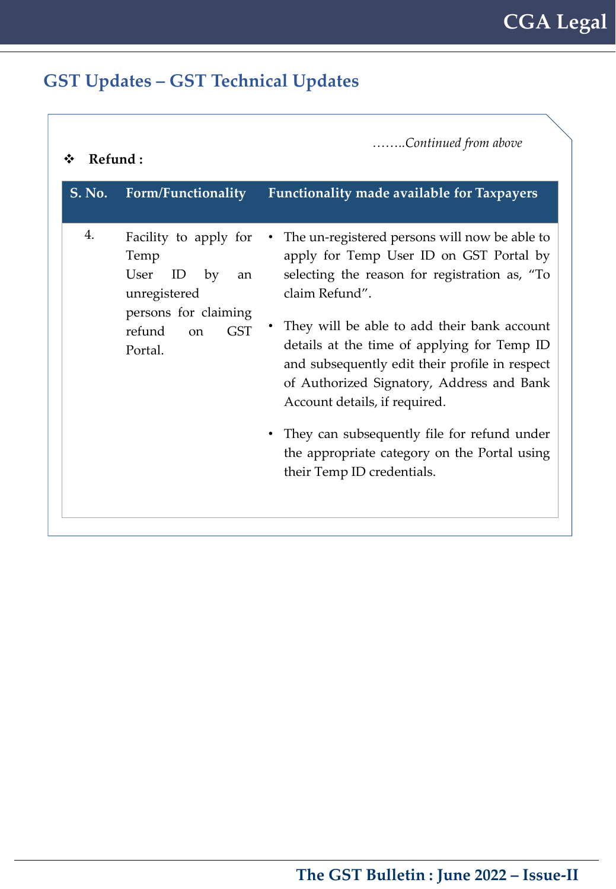## GST Updates – GST Technical Updates

*……..Continued from above*

❖ **Refund :**

| S. No. | Form/Functionality | Functionality made available for Taxpayers |
|---|---|---|
| 4. | Facility to apply for Temp User ID by an unregistered persons for claiming refund on GST Portal. | • The un-registered persons will now be able to apply for Temp User ID on GST Portal by selecting the reason for registration as, "To claim Refund".<br><br>• They will be able to add their bank account details at the time of applying for Temp ID and subsequently edit their profile in respect of Authorized Signatory, Address and Bank Account details, if required.<br><br>• They can subsequently file for refund under the appropriate category on the Portal using their Temp ID credentials. |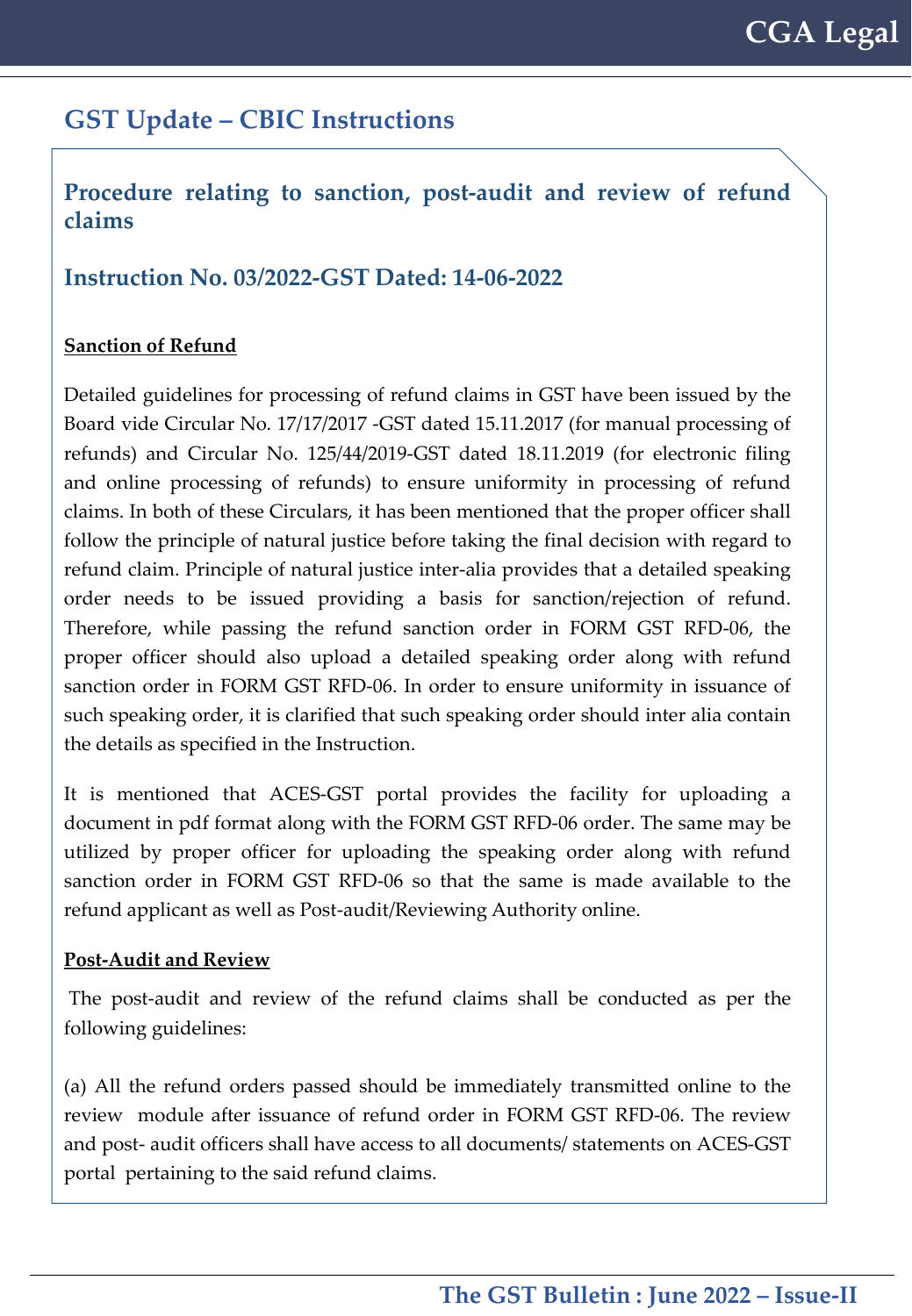## GST Update – CBIC Instructions

### Procedure relating to sanction, post-audit and review of refund claims

### Instruction No. 03/2022-GST Dated: 14-06-2022

**Sanction of Refund**

Detailed guidelines for processing of refund claims in GST have been issued by the Board vide Circular No. 17/17/2017 -GST dated 15.11.2017 (for manual processing of refunds) and Circular No. 125/44/2019-GST dated 18.11.2019 (for electronic filing and online processing of refunds) to ensure uniformity in processing of refund claims. In both of these Circulars, it has been mentioned that the proper officer shall follow the principle of natural justice before taking the final decision with regard to refund claim. Principle of natural justice inter-alia provides that a detailed speaking order needs to be issued providing a basis for sanction/rejection of refund. Therefore, while passing the refund sanction order in FORM GST RFD-06, the proper officer should also upload a detailed speaking order along with refund sanction order in FORM GST RFD-06. In order to ensure uniformity in issuance of such speaking order, it is clarified that such speaking order should inter alia contain the details as specified in the Instruction.

It is mentioned that ACES-GST portal provides the facility for uploading a document in pdf format along with the FORM GST RFD-06 order. The same may be utilized by proper officer for uploading the speaking order along with refund sanction order in FORM GST RFD-06 so that the same is made available to the refund applicant as well as Post-audit/Reviewing Authority online.

**Post-Audit and Review**

The post-audit and review of the refund claims shall be conducted as per the following guidelines:

(a) All the refund orders passed should be immediately transmitted online to the review module after issuance of refund order in FORM GST RFD-06. The review and post- audit officers shall have access to all documents/ statements on ACES-GST portal pertaining to the said refund claims.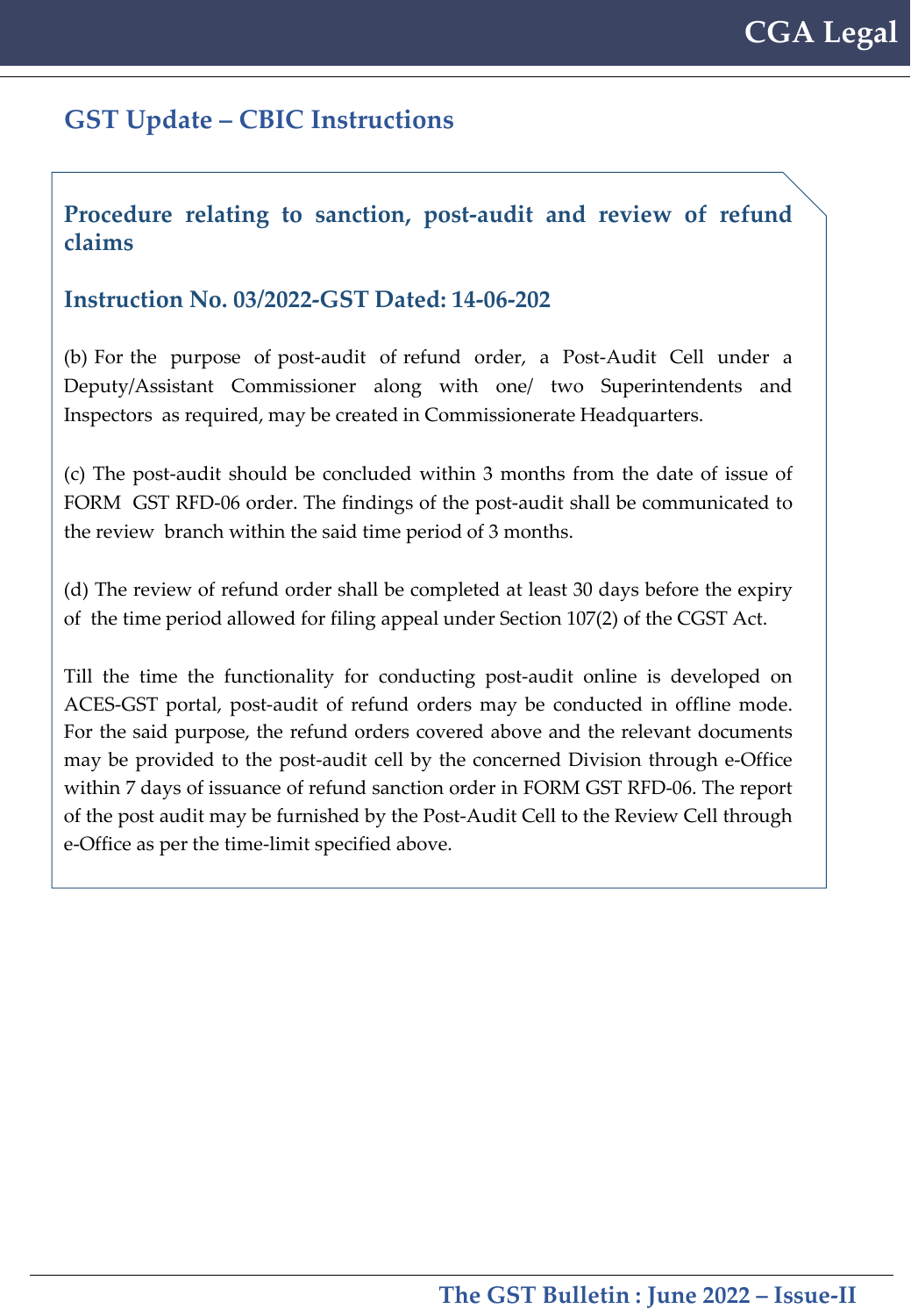## GST Update – CBIC Instructions

### Procedure relating to sanction, post-audit and review of refund claims

### Instruction No. 03/2022-GST Dated: 14-06-202

(b) For the purpose of post-audit of refund order, a Post-Audit Cell under a Deputy/Assistant Commissioner along with one/ two Superintendents and Inspectors as required, may be created in Commissionerate Headquarters.

(c) The post-audit should be concluded within 3 months from the date of issue of FORM GST RFD-06 order. The findings of the post-audit shall be communicated to the review branch within the said time period of 3 months.

(d) The review of refund order shall be completed at least 30 days before the expiry of the time period allowed for filing appeal under Section 107(2) of the CGST Act.

Till the time the functionality for conducting post-audit online is developed on ACES-GST portal, post-audit of refund orders may be conducted in offline mode. For the said purpose, the refund orders covered above and the relevant documents may be provided to the post-audit cell by the concerned Division through e-Office within 7 days of issuance of refund sanction order in FORM GST RFD-06. The report of the post audit may be furnished by the Post-Audit Cell to the Review Cell through e-Office as per the time-limit specified above.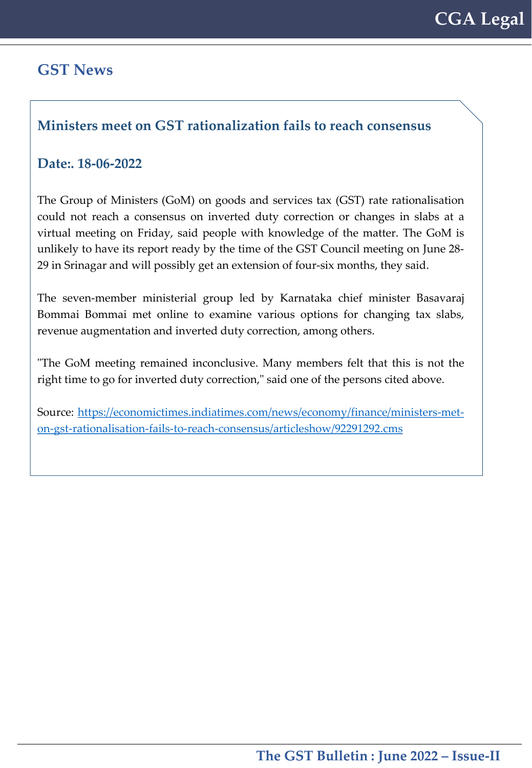## GST News

### Ministers meet on GST rationalization fails to reach consensus

### Date:. 18-06-2022

The Group of Ministers (GoM) on goods and services tax (GST) rate rationalisation could not reach a consensus on inverted duty correction or changes in slabs at a virtual meeting on Friday, said people with knowledge of the matter. The GoM is unlikely to have its report ready by the time of the GST Council meeting on June 28-29 in Srinagar and will possibly get an extension of four-six months, they said.

The seven-member ministerial group led by Karnataka chief minister Basavaraj Bommai Bommai met online to examine various options for changing tax slabs, revenue augmentation and inverted duty correction, among others.

"The GoM meeting remained inconclusive. Many members felt that this is not the right time to go for inverted duty correction," said one of the persons cited above.

Source: [https://economictimes.indiatimes.com/news/economy/finance/ministers-met-on-gst-rationalisation-fails-to-reach-consensus/articleshow/92291292.cms](https://economictimes.indiatimes.com/news/economy/finance/ministers-met-on-gst-rationalisation-fails-to-reach-consensus/articleshow/92291292.cms)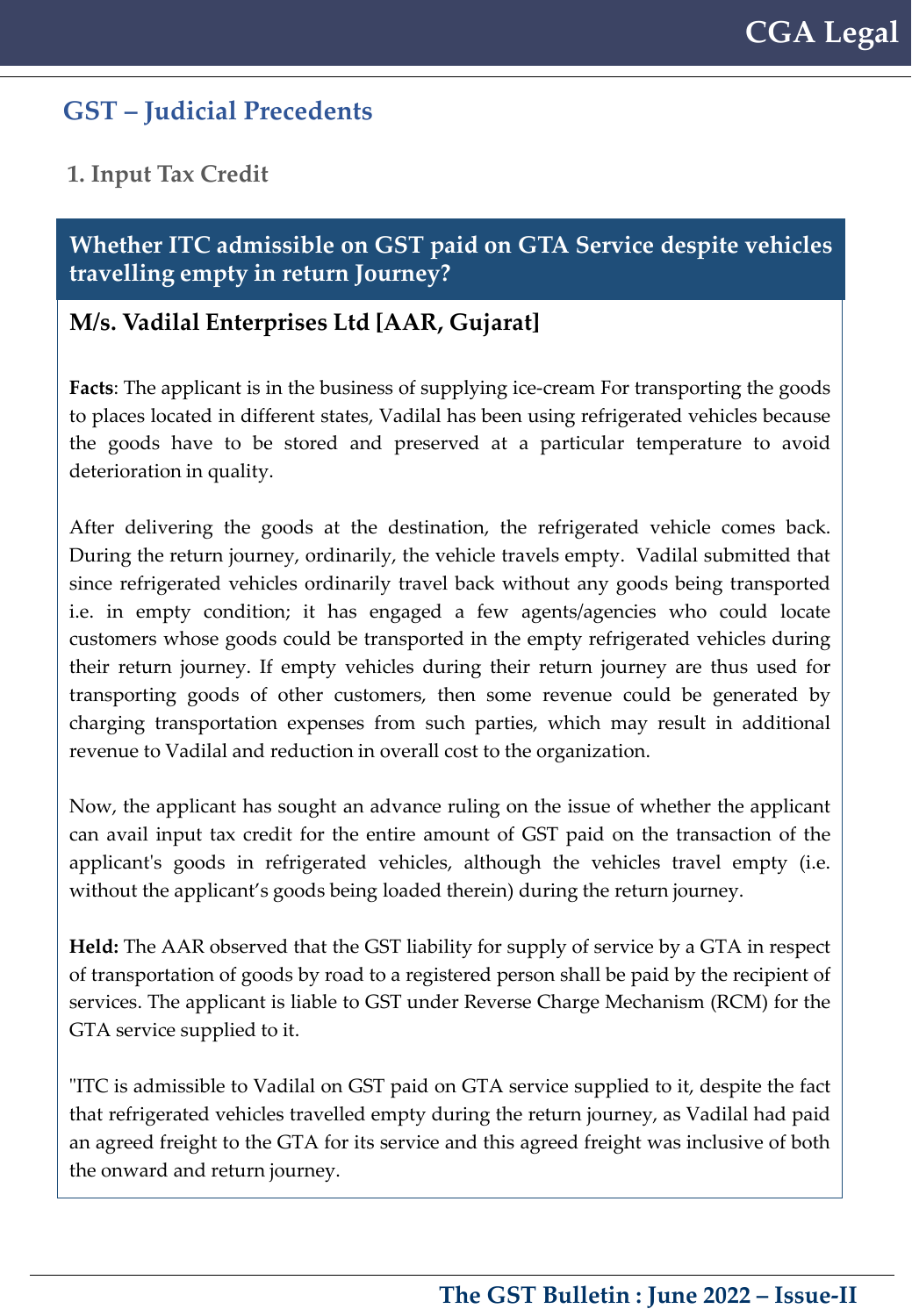## GST – Judicial Precedents

### 1. Input Tax Credit

### Whether ITC admissible on GST paid on GTA Service despite vehicles travelling empty in return Journey?

**M/s. Vadilal Enterprises Ltd [AAR, Gujarat]**

**Facts**: The applicant is in the business of supplying ice-cream For transporting the goods to places located in different states, Vadilal has been using refrigerated vehicles because the goods have to be stored and preserved at a particular temperature to avoid deterioration in quality.

After delivering the goods at the destination, the refrigerated vehicle comes back. During the return journey, ordinarily, the vehicle travels empty. Vadilal submitted that since refrigerated vehicles ordinarily travel back without any goods being transported i.e. in empty condition; it has engaged a few agents/agencies who could locate customers whose goods could be transported in the empty refrigerated vehicles during their return journey. If empty vehicles during their return journey are thus used for transporting goods of other customers, then some revenue could be generated by charging transportation expenses from such parties, which may result in additional revenue to Vadilal and reduction in overall cost to the organization.

Now, the applicant has sought an advance ruling on the issue of whether the applicant can avail input tax credit for the entire amount of GST paid on the transaction of the applicant's goods in refrigerated vehicles, although the vehicles travel empty (i.e. without the applicant's goods being loaded therein) during the return journey.

**Held:** The AAR observed that the GST liability for supply of service by a GTA in respect of transportation of goods by road to a registered person shall be paid by the recipient of services. The applicant is liable to GST under Reverse Charge Mechanism (RCM) for the GTA service supplied to it.

"ITC is admissible to Vadilal on GST paid on GTA service supplied to it, despite the fact that refrigerated vehicles travelled empty during the return journey, as Vadilal had paid an agreed freight to the GTA for its service and this agreed freight was inclusive of both the onward and return journey.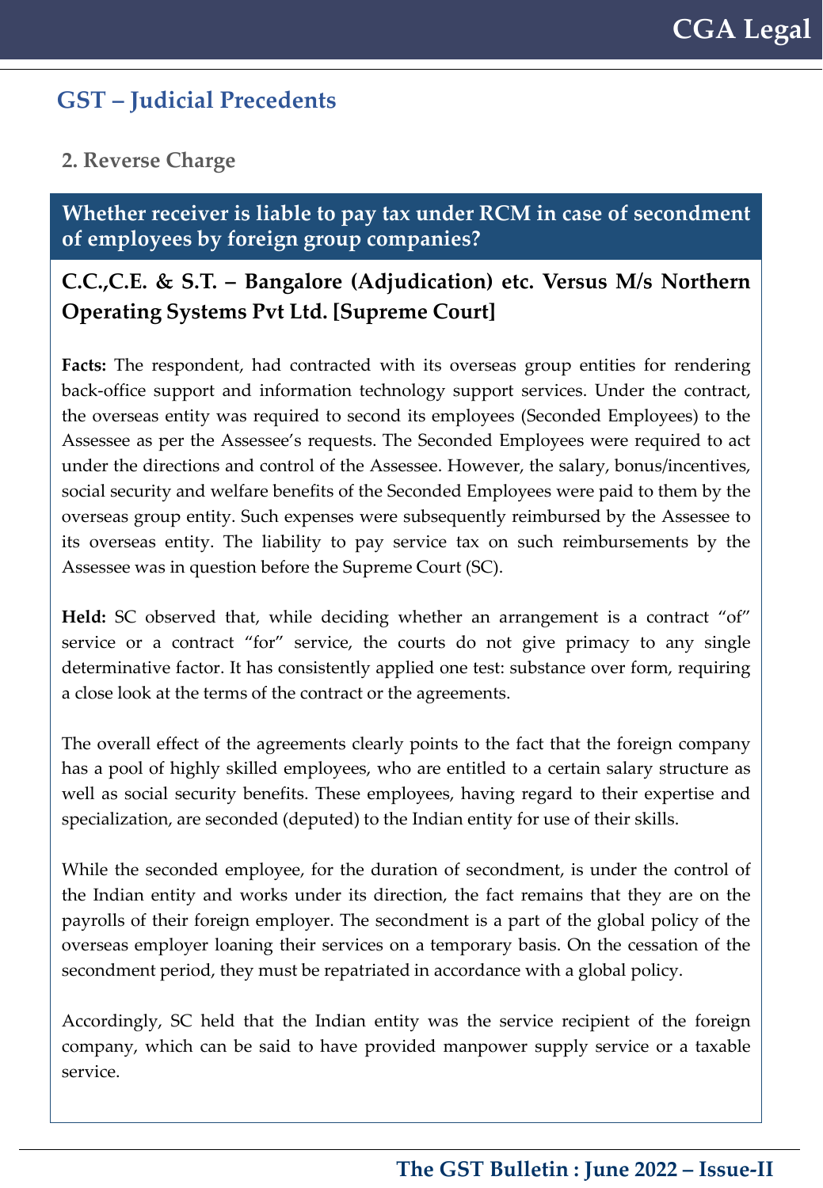## GST – Judicial Precedents

### 2. Reverse Charge

**Whether receiver is liable to pay tax under RCM in case of secondment of employees by foreign group companies?**

**C.C.,C.E. & S.T. – Bangalore (Adjudication) etc. Versus M/s Northern Operating Systems Pvt Ltd. [Supreme Court]**

**Facts:** The respondent, had contracted with its overseas group entities for rendering back-office support and information technology support services. Under the contract, the overseas entity was required to second its employees (Seconded Employees) to the Assessee as per the Assessee's requests. The Seconded Employees were required to act under the directions and control of the Assessee. However, the salary, bonus/incentives, social security and welfare benefits of the Seconded Employees were paid to them by the overseas group entity. Such expenses were subsequently reimbursed by the Assessee to its overseas entity. The liability to pay service tax on such reimbursements by the Assessee was in question before the Supreme Court (SC).

**Held:** SC observed that, while deciding whether an arrangement is a contract "of" service or a contract "for" service, the courts do not give primacy to any single determinative factor. It has consistently applied one test: substance over form, requiring a close look at the terms of the contract or the agreements.

The overall effect of the agreements clearly points to the fact that the foreign company has a pool of highly skilled employees, who are entitled to a certain salary structure as well as social security benefits. These employees, having regard to their expertise and specialization, are seconded (deputed) to the Indian entity for use of their skills.

While the seconded employee, for the duration of secondment, is under the control of the Indian entity and works under its direction, the fact remains that they are on the payrolls of their foreign employer. The secondment is a part of the global policy of the overseas employer loaning their services on a temporary basis. On the cessation of the secondment period, they must be repatriated in accordance with a global policy.

Accordingly, SC held that the Indian entity was the service recipient of the foreign company, which can be said to have provided manpower supply service or a taxable service.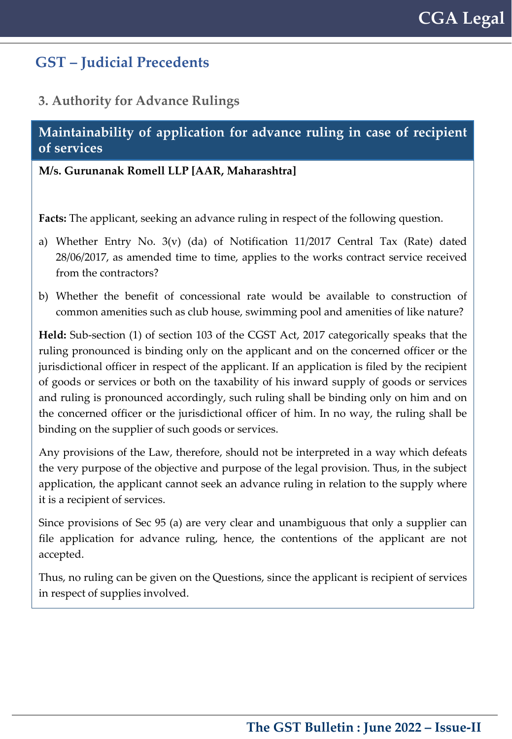## GST – Judicial Precedents

### 3. Authority for Advance Rulings

### Maintainability of application for advance ruling in case of recipient of services

**M/s. Gurunanak Romell LLP [AAR, Maharashtra]**

**Facts:** The applicant, seeking an advance ruling in respect of the following question.

a) Whether Entry No. 3(v) (da) of Notification 11/2017 Central Tax (Rate) dated 28/06/2017, as amended time to time, applies to the works contract service received from the contractors?

b) Whether the benefit of concessional rate would be available to construction of common amenities such as club house, swimming pool and amenities of like nature?

**Held:** Sub-section (1) of section 103 of the CGST Act, 2017 categorically speaks that the ruling pronounced is binding only on the applicant and on the concerned officer or the jurisdictional officer in respect of the applicant. If an application is filed by the recipient of goods or services or both on the taxability of his inward supply of goods or services and ruling is pronounced accordingly, such ruling shall be binding only on him and on the concerned officer or the jurisdictional officer of him. In no way, the ruling shall be binding on the supplier of such goods or services.

Any provisions of the Law, therefore, should not be interpreted in a way which defeats the very purpose of the objective and purpose of the legal provision. Thus, in the subject application, the applicant cannot seek an advance ruling in relation to the supply where it is a recipient of services.

Since provisions of Sec 95 (a) are very clear and unambiguous that only a supplier can file application for advance ruling, hence, the contentions of the applicant are not accepted.

Thus, no ruling can be given on the Questions, since the applicant is recipient of services in respect of supplies involved.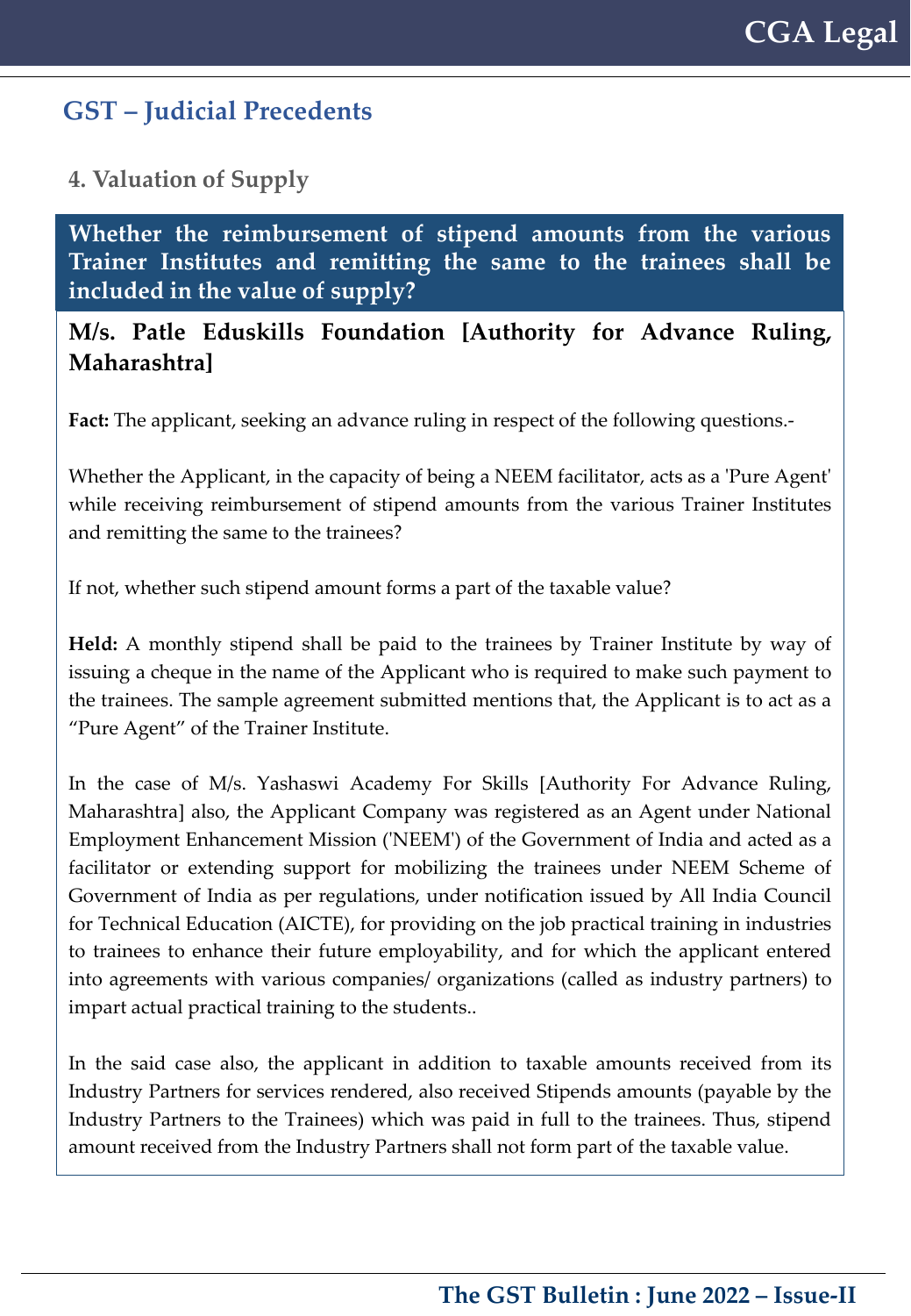## GST – Judicial Precedents

### 4. Valuation of Supply

**Whether the reimbursement of stipend amounts from the various Trainer Institutes and remitting the same to the trainees shall be included in the value of supply?**

**M/s. Patle Eduskills Foundation [Authority for Advance Ruling, Maharashtra]**

**Fact:** The applicant, seeking an advance ruling in respect of the following questions.-

Whether the Applicant, in the capacity of being a NEEM facilitator, acts as a 'Pure Agent' while receiving reimbursement of stipend amounts from the various Trainer Institutes and remitting the same to the trainees?

If not, whether such stipend amount forms a part of the taxable value?

**Held:** A monthly stipend shall be paid to the trainees by Trainer Institute by way of issuing a cheque in the name of the Applicant who is required to make such payment to the trainees. The sample agreement submitted mentions that, the Applicant is to act as a "Pure Agent" of the Trainer Institute.

In the case of M/s. Yashaswi Academy For Skills [Authority For Advance Ruling, Maharashtra] also, the Applicant Company was registered as an Agent under National Employment Enhancement Mission ('NEEM') of the Government of India and acted as a facilitator or extending support for mobilizing the trainees under NEEM Scheme of Government of India as per regulations, under notification issued by All India Council for Technical Education (AICTE), for providing on the job practical training in industries to trainees to enhance their future employability, and for which the applicant entered into agreements with various companies/ organizations (called as industry partners) to impart actual practical training to the students..

In the said case also, the applicant in addition to taxable amounts received from its Industry Partners for services rendered, also received Stipends amounts (payable by the Industry Partners to the Trainees) which was paid in full to the trainees. Thus, stipend amount received from the Industry Partners shall not form part of the taxable value.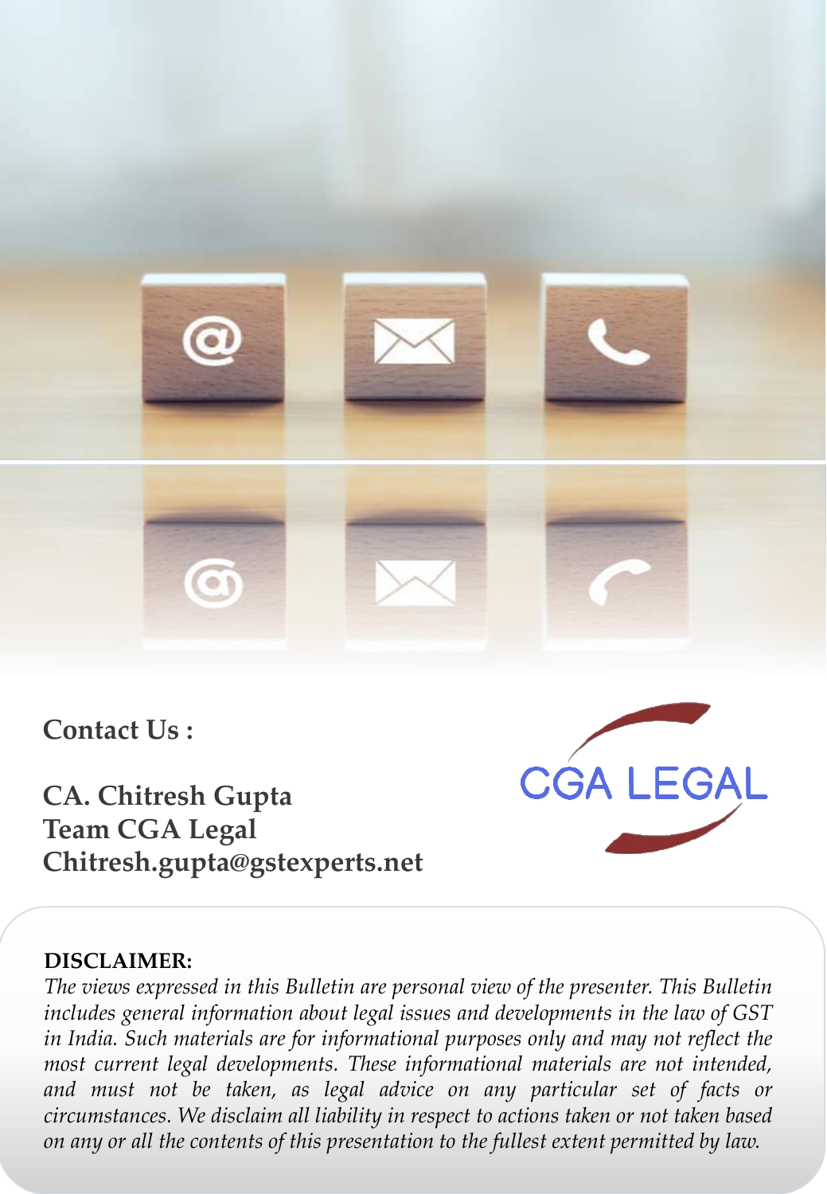**Contact Us :**

**CA. Chitresh Gupta**
**Team CGA Legal**
**Chitresh.gupta@gstexperts.net**

CGA LEGAL

**DISCLAIMER:**

*The views expressed in this Bulletin are personal view of the presenter. This Bulletin includes general information about legal issues and developments in the law of GST in India. Such materials are for informational purposes only and may not reflect the most current legal developments. These informational materials are not intended, and must not be taken, as legal advice on any particular set of facts or circumstances. We disclaim all liability in respect to actions taken or not taken based on any or all the contents of this presentation to the fullest extent permitted by law.*